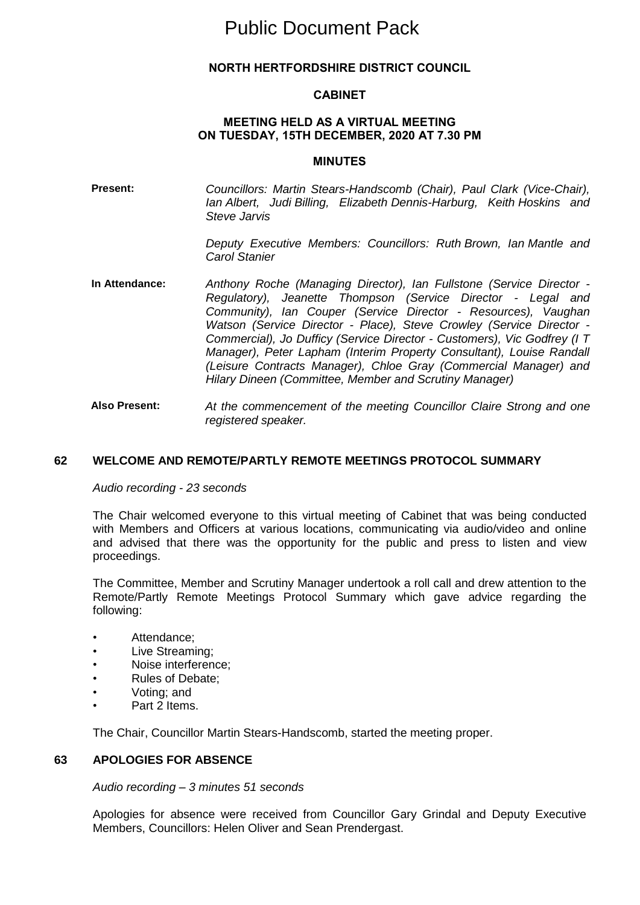# Public Document Pack

**NORTH HERTFORDSHIRE DISTRICT COUNCIL**

**CABINET**

**MEETING HELD AS A VIRTUAL MEETING ON TUESDAY, 15TH DECEMBER, 2020 AT 7.30 PM**

**MINUTES**

**Present:** *Councillors: Martin Stears-Handscomb (Chair), Paul Clark (Vice-Chair), Ian Albert, Judi Billing, Elizabeth Dennis-Harburg, Keith Hoskins and Steve Jarvis*

*Deputy Executive Members: Councillors: Ruth Brown, Ian Mantle and Carol Stanier*

**In Attendance:** *Anthony Roche (Managing Director), Ian Fullstone (Service Director - Regulatory), Jeanette Thompson (Service Director - Legal and Community), Ian Couper (Service Director - Resources), Vaughan Watson (Service Director - Place), Steve Crowley (Service Director - Commercial), Jo Dufficy (Service Director - Customers), Vic Godfrey (I T Manager), Peter Lapham (Interim Property Consultant), Louise Randall (Leisure Contracts Manager), Chloe Gray (Commercial Manager) and Hilary Dineen (Committee, Member and Scrutiny Manager)*

**Also Present:** *At the commencement of the meeting Councillor Claire Strong and one registered speaker.*

## 62 WELCOME AND REMOTE/PARTLY REMOTE MEETINGS PROTOCOL SUMMARY

*Audio recording - 23 seconds*

The Chair welcomed everyone to this virtual meeting of Cabinet that was being conducted with Members and Officers at various locations, communicating via audio/video and online and advised that there was the opportunity for the public and press to listen and view proceedings.

The Committee, Member and Scrutiny Manager undertook a roll call and drew attention to the Remote/Partly Remote Meetings Protocol Summary which gave advice regarding the following:

- Attendance;
- Live Streaming;
- Noise interference;
- Rules of Debate;
- Voting; and
- Part 2 Items.

The Chair, Councillor Martin Stears-Handscomb, started the meeting proper.

## 63 APOLOGIES FOR ABSENCE

*Audio recording – 3 minutes 51 seconds*

Apologies for absence were received from Councillor Gary Grindal and Deputy Executive Members, Councillors: Helen Oliver and Sean Prendergast.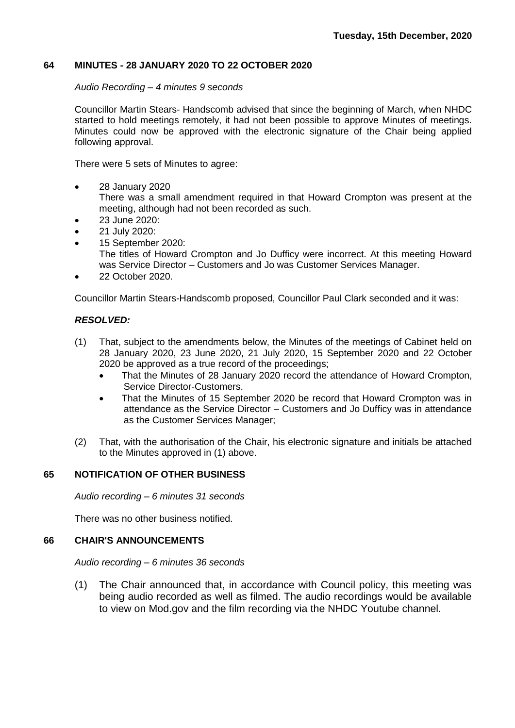## 64 MINUTES - 28 JANUARY 2020 TO 22 OCTOBER 2020

*Audio Recording – 4 minutes 9 seconds*

Councillor Martin Stears- Handscomb advised that since the beginning of March, when NHDC started to hold meetings remotely, it had not been possible to approve Minutes of meetings. Minutes could now be approved with the electronic signature of the Chair being applied following approval.

There were 5 sets of Minutes to agree:

- 28 January 2020
  There was a small amendment required in that Howard Crompton was present at the meeting, although had not been recorded as such.
- 23 June 2020:
- 21 July 2020:
- 15 September 2020:
  The titles of Howard Crompton and Jo Dufficy were incorrect. At this meeting Howard was Service Director – Customers and Jo was Customer Services Manager.
- 22 October 2020.

Councillor Martin Stears-Handscomb proposed, Councillor Paul Clark seconded and it was:

***RESOLVED:***

(1) That, subject to the amendments below, the Minutes of the meetings of Cabinet held on 28 January 2020, 23 June 2020, 21 July 2020, 15 September 2020 and 22 October 2020 be approved as a true record of the proceedings;
- That the Minutes of 28 January 2020 record the attendance of Howard Crompton, Service Director-Customers.
- That the Minutes of 15 September 2020 be record that Howard Crompton was in attendance as the Service Director – Customers and Jo Dufficy was in attendance as the Customer Services Manager;

(2) That, with the authorisation of the Chair, his electronic signature and initials be attached to the Minutes approved in (1) above.

## 65 NOTIFICATION OF OTHER BUSINESS

*Audio recording – 6 minutes 31 seconds*

There was no other business notified.

## 66 CHAIR'S ANNOUNCEMENTS

*Audio recording – 6 minutes 36 seconds*

(1) The Chair announced that, in accordance with Council policy, this meeting was being audio recorded as well as filmed. The audio recordings would be available to view on Mod.gov and the film recording via the NHDC Youtube channel.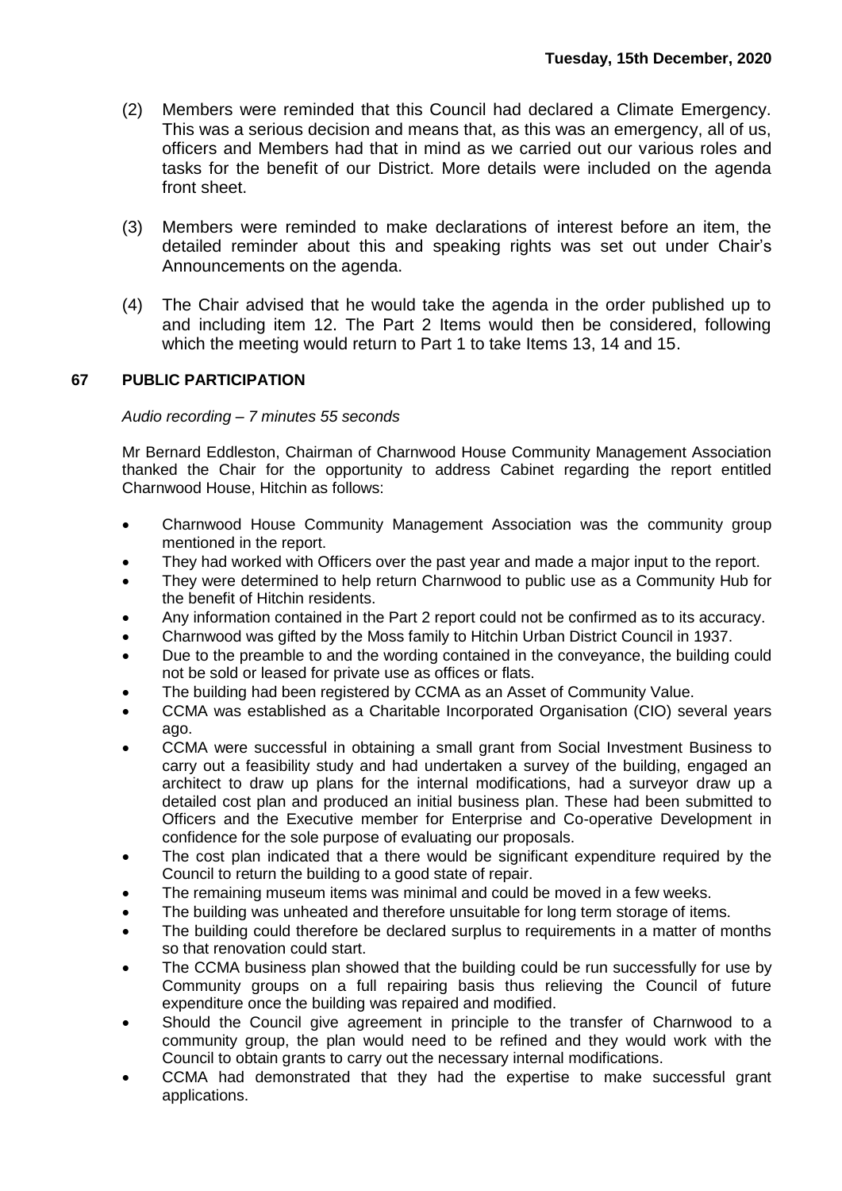(2) Members were reminded that this Council had declared a Climate Emergency. This was a serious decision and means that, as this was an emergency, all of us, officers and Members had that in mind as we carried out our various roles and tasks for the benefit of our District. More details were included on the agenda front sheet.

(3) Members were reminded to make declarations of interest before an item, the detailed reminder about this and speaking rights was set out under Chair's Announcements on the agenda.

(4) The Chair advised that he would take the agenda in the order published up to and including item 12. The Part 2 Items would then be considered, following which the meeting would return to Part 1 to take Items 13, 14 and 15.

**67 PUBLIC PARTICIPATION**

*Audio recording – 7 minutes 55 seconds*

Mr Bernard Eddleston, Chairman of Charnwood House Community Management Association thanked the Chair for the opportunity to address Cabinet regarding the report entitled Charnwood House, Hitchin as follows:

- Charnwood House Community Management Association was the community group mentioned in the report.
- They had worked with Officers over the past year and made a major input to the report.
- They were determined to help return Charnwood to public use as a Community Hub for the benefit of Hitchin residents.
- Any information contained in the Part 2 report could not be confirmed as to its accuracy.
- Charnwood was gifted by the Moss family to Hitchin Urban District Council in 1937.
- Due to the preamble to and the wording contained in the conveyance, the building could not be sold or leased for private use as offices or flats.
- The building had been registered by CCMA as an Asset of Community Value.
- CCMA was established as a Charitable Incorporated Organisation (CIO) several years ago.
- CCMA were successful in obtaining a small grant from Social Investment Business to carry out a feasibility study and had undertaken a survey of the building, engaged an architect to draw up plans for the internal modifications, had a surveyor draw up a detailed cost plan and produced an initial business plan. These had been submitted to Officers and the Executive member for Enterprise and Co-operative Development in confidence for the sole purpose of evaluating our proposals.
- The cost plan indicated that a there would be significant expenditure required by the Council to return the building to a good state of repair.
- The remaining museum items was minimal and could be moved in a few weeks.
- The building was unheated and therefore unsuitable for long term storage of items.
- The building could therefore be declared surplus to requirements in a matter of months so that renovation could start.
- The CCMA business plan showed that the building could be run successfully for use by Community groups on a full repairing basis thus relieving the Council of future expenditure once the building was repaired and modified.
- Should the Council give agreement in principle to the transfer of Charnwood to a community group, the plan would need to be refined and they would work with the Council to obtain grants to carry out the necessary internal modifications.
- CCMA had demonstrated that they had the expertise to make successful grant applications.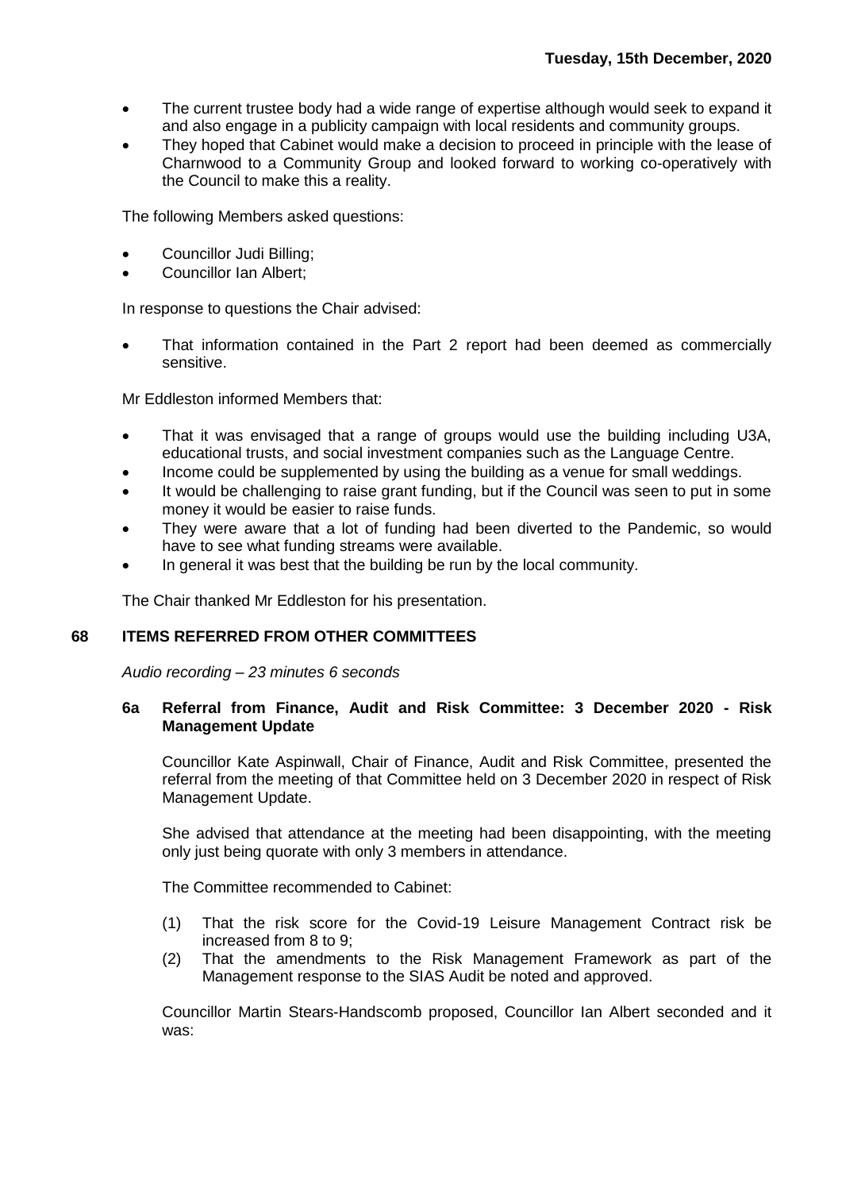- The current trustee body had a wide range of expertise although would seek to expand it and also engage in a publicity campaign with local residents and community groups.
- They hoped that Cabinet would make a decision to proceed in principle with the lease of Charnwood to a Community Group and looked forward to working co-operatively with the Council to make this a reality.

The following Members asked questions:

- Councillor Judi Billing;
- Councillor Ian Albert;

In response to questions the Chair advised:

- That information contained in the Part 2 report had been deemed as commercially sensitive.

Mr Eddleston informed Members that:

- That it was envisaged that a range of groups would use the building including U3A, educational trusts, and social investment companies such as the Language Centre.
- Income could be supplemented by using the building as a venue for small weddings.
- It would be challenging to raise grant funding, but if the Council was seen to put in some money it would be easier to raise funds.
- They were aware that a lot of funding had been diverted to the Pandemic, so would have to see what funding streams were available.
- In general it was best that the building be run by the local community.

The Chair thanked Mr Eddleston for his presentation.

## 68 ITEMS REFERRED FROM OTHER COMMITTEES

*Audio recording – 23 minutes 6 seconds*

### 6a Referral from Finance, Audit and Risk Committee: 3 December 2020 - Risk Management Update

Councillor Kate Aspinwall, Chair of Finance, Audit and Risk Committee, presented the referral from the meeting of that Committee held on 3 December 2020 in respect of Risk Management Update.

She advised that attendance at the meeting had been disappointing, with the meeting only just being quorate with only 3 members in attendance.

The Committee recommended to Cabinet:

(1) That the risk score for the Covid-19 Leisure Management Contract risk be increased from 8 to 9;

(2) That the amendments to the Risk Management Framework as part of the Management response to the SIAS Audit be noted and approved.

Councillor Martin Stears-Handscomb proposed, Councillor Ian Albert seconded and it was: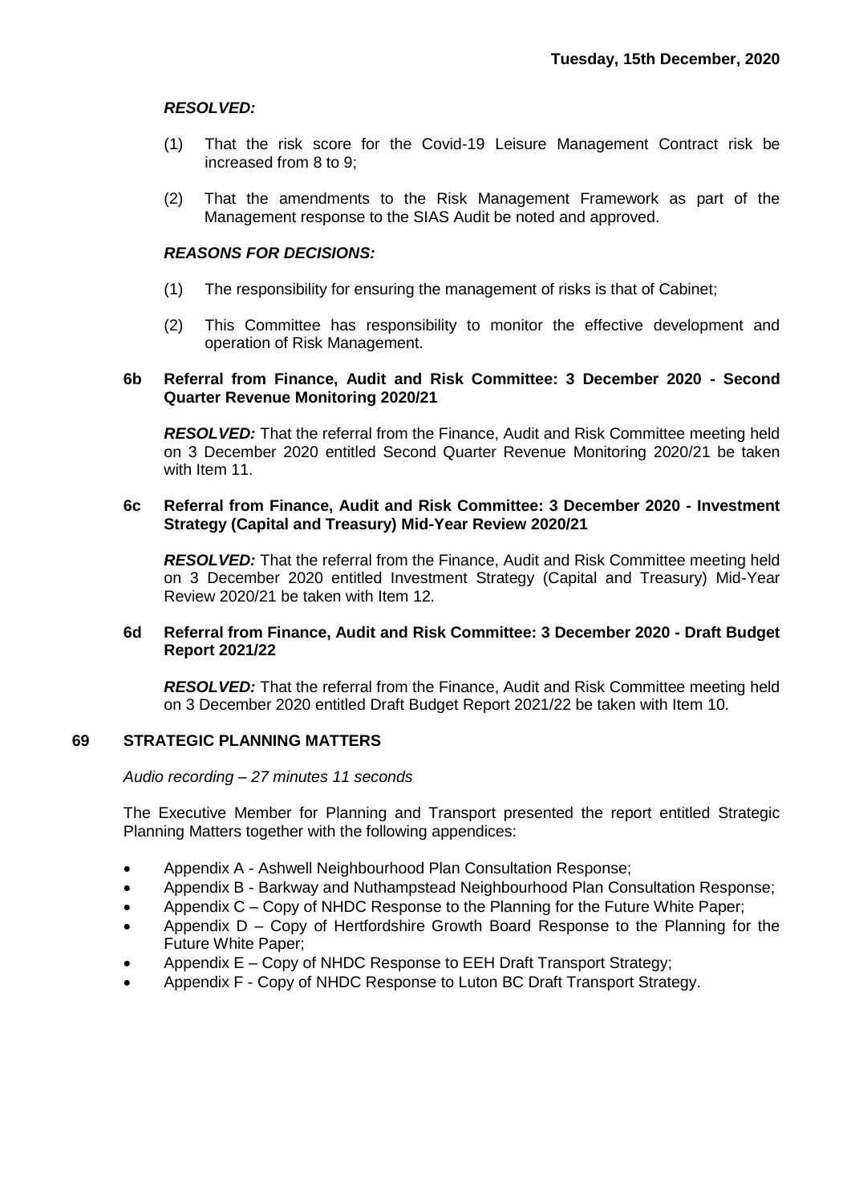***RESOLVED:***

(1) That the risk score for the Covid-19 Leisure Management Contract risk be increased from 8 to 9;

(2) That the amendments to the Risk Management Framework as part of the Management response to the SIAS Audit be noted and approved.

***REASONS FOR DECISIONS:***

(1) The responsibility for ensuring the management of risks is that of Cabinet;

(2) This Committee has responsibility to monitor the effective development and operation of Risk Management.

### 6b Referral from Finance, Audit and Risk Committee: 3 December 2020 - Second Quarter Revenue Monitoring 2020/21

***RESOLVED:*** That the referral from the Finance, Audit and Risk Committee meeting held on 3 December 2020 entitled Second Quarter Revenue Monitoring 2020/21 be taken with Item 11.

### 6c Referral from Finance, Audit and Risk Committee: 3 December 2020 - Investment Strategy (Capital and Treasury) Mid-Year Review 2020/21

***RESOLVED:*** That the referral from the Finance, Audit and Risk Committee meeting held on 3 December 2020 entitled Investment Strategy (Capital and Treasury) Mid-Year Review 2020/21 be taken with Item 12.

### 6d Referral from Finance, Audit and Risk Committee: 3 December 2020 - Draft Budget Report 2021/22

***RESOLVED:*** That the referral from the Finance, Audit and Risk Committee meeting held on 3 December 2020 entitled Draft Budget Report 2021/22 be taken with Item 10.

## 69 STRATEGIC PLANNING MATTERS

*Audio recording – 27 minutes 11 seconds*

The Executive Member for Planning and Transport presented the report entitled Strategic Planning Matters together with the following appendices:

- Appendix A - Ashwell Neighbourhood Plan Consultation Response;
- Appendix B - Barkway and Nuthampstead Neighbourhood Plan Consultation Response;
- Appendix C – Copy of NHDC Response to the Planning for the Future White Paper;
- Appendix D – Copy of Hertfordshire Growth Board Response to the Planning for the Future White Paper;
- Appendix E – Copy of NHDC Response to EEH Draft Transport Strategy;
- Appendix F - Copy of NHDC Response to Luton BC Draft Transport Strategy.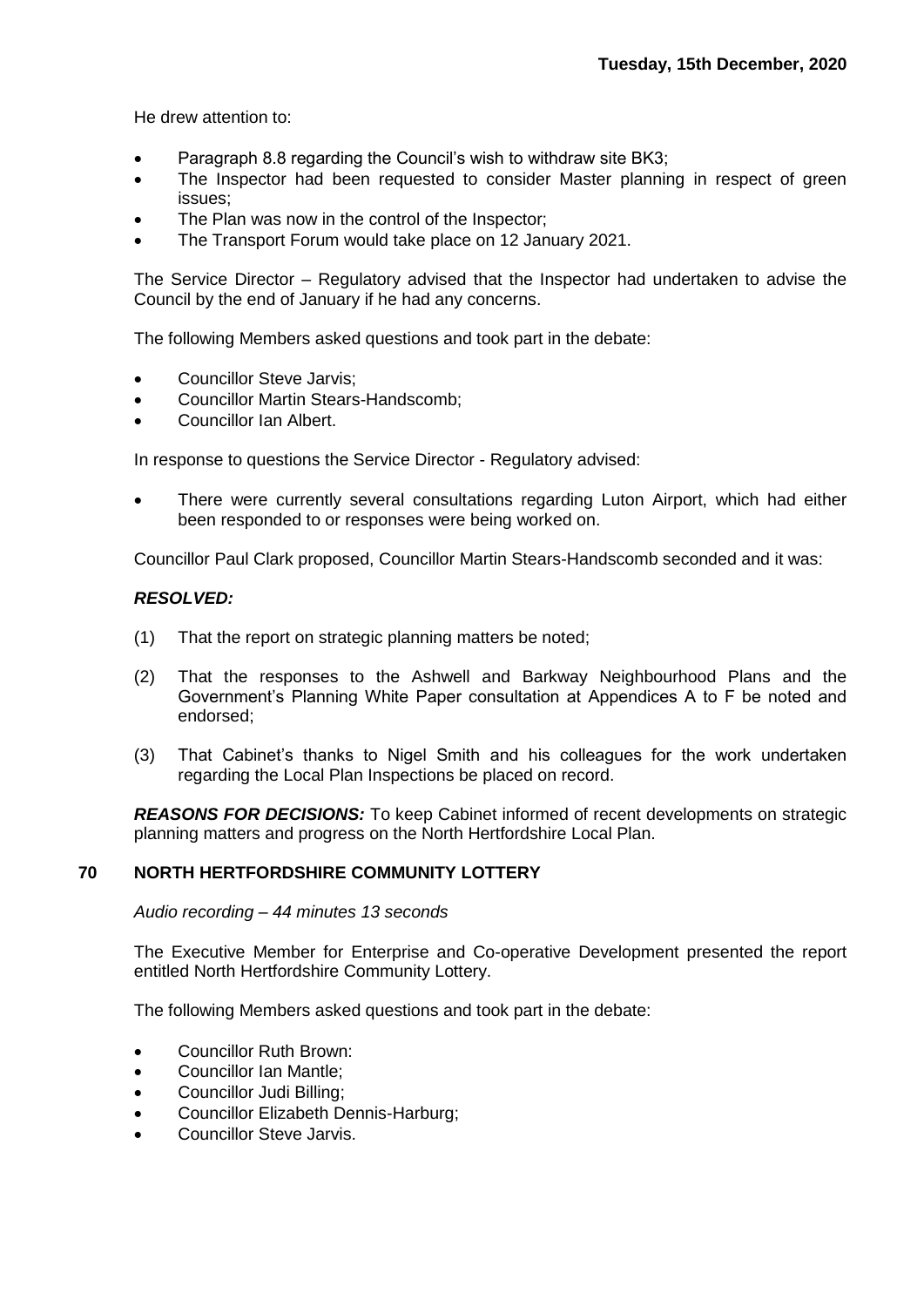He drew attention to:

- Paragraph 8.8 regarding the Council's wish to withdraw site BK3;
- The Inspector had been requested to consider Master planning in respect of green issues;
- The Plan was now in the control of the Inspector;
- The Transport Forum would take place on 12 January 2021.

The Service Director – Regulatory advised that the Inspector had undertaken to advise the Council by the end of January if he had any concerns.

The following Members asked questions and took part in the debate:

- Councillor Steve Jarvis;
- Councillor Martin Stears-Handscomb;
- Councillor Ian Albert.

In response to questions the Service Director - Regulatory advised:

- There were currently several consultations regarding Luton Airport, which had either been responded to or responses were being worked on.

Councillor Paul Clark proposed, Councillor Martin Stears-Handscomb seconded and it was:

***RESOLVED:***

(1) That the report on strategic planning matters be noted;

(2) That the responses to the Ashwell and Barkway Neighbourhood Plans and the Government's Planning White Paper consultation at Appendices A to F be noted and endorsed;

(3) That Cabinet's thanks to Nigel Smith and his colleagues for the work undertaken regarding the Local Plan Inspections be placed on record.

***REASONS FOR DECISIONS:*** To keep Cabinet informed of recent developments on strategic planning matters and progress on the North Hertfordshire Local Plan.

## 70 NORTH HERTFORDSHIRE COMMUNITY LOTTERY

*Audio recording – 44 minutes 13 seconds*

The Executive Member for Enterprise and Co-operative Development presented the report entitled North Hertfordshire Community Lottery.

The following Members asked questions and took part in the debate:

- Councillor Ruth Brown:
- Councillor Ian Mantle;
- Councillor Judi Billing;
- Councillor Elizabeth Dennis-Harburg;
- Councillor Steve Jarvis.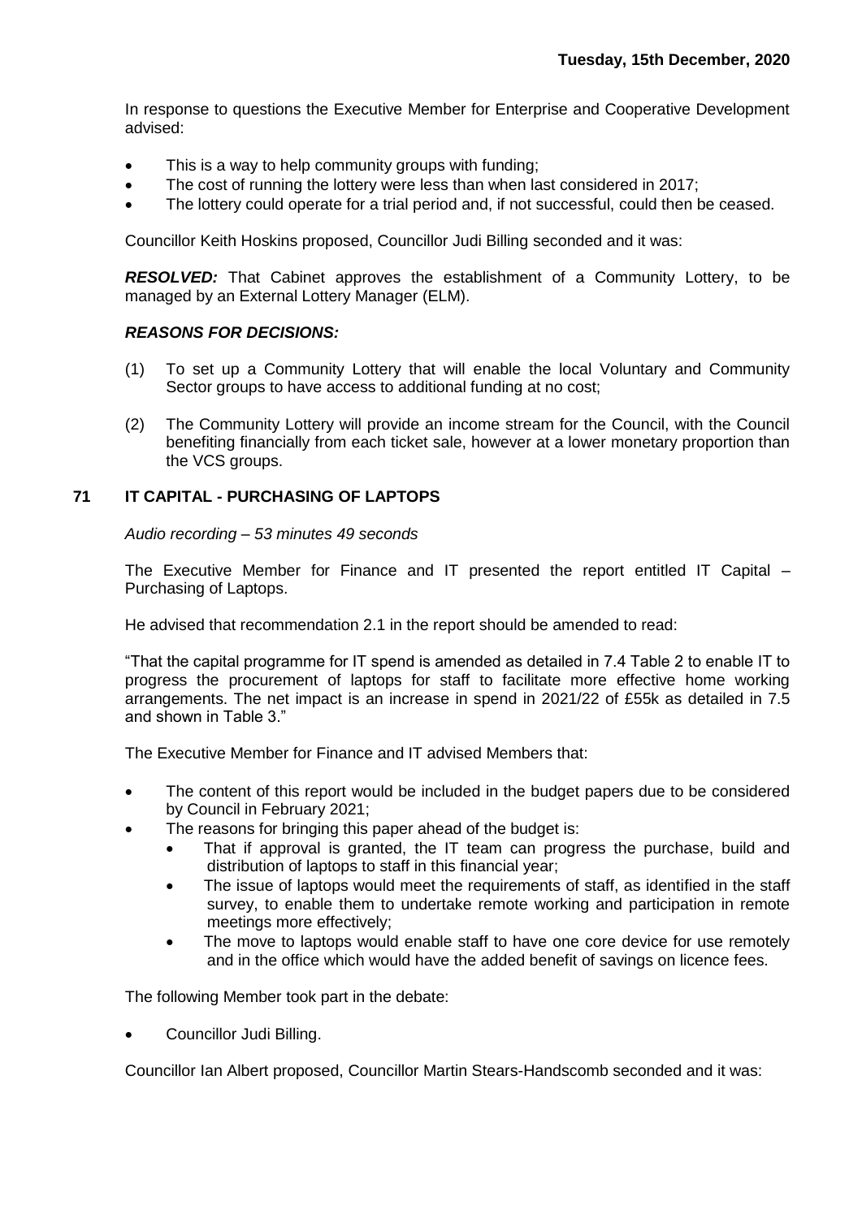In response to questions the Executive Member for Enterprise and Cooperative Development advised:

- This is a way to help community groups with funding;
- The cost of running the lottery were less than when last considered in 2017;
- The lottery could operate for a trial period and, if not successful, could then be ceased.

Councillor Keith Hoskins proposed, Councillor Judi Billing seconded and it was:

***RESOLVED:*** That Cabinet approves the establishment of a Community Lottery, to be managed by an External Lottery Manager (ELM).

***REASONS FOR DECISIONS:***

(1) To set up a Community Lottery that will enable the local Voluntary and Community Sector groups to have access to additional funding at no cost;

(2) The Community Lottery will provide an income stream for the Council, with the Council benefiting financially from each ticket sale, however at a lower monetary proportion than the VCS groups.

## 71 IT CAPITAL - PURCHASING OF LAPTOPS

*Audio recording – 53 minutes 49 seconds*

The Executive Member for Finance and IT presented the report entitled IT Capital – Purchasing of Laptops.

He advised that recommendation 2.1 in the report should be amended to read:

"That the capital programme for IT spend is amended as detailed in 7.4 Table 2 to enable IT to progress the procurement of laptops for staff to facilitate more effective home working arrangements. The net impact is an increase in spend in 2021/22 of £55k as detailed in 7.5 and shown in Table 3."

The Executive Member for Finance and IT advised Members that:

- The content of this report would be included in the budget papers due to be considered by Council in February 2021;
- The reasons for bringing this paper ahead of the budget is:
  - That if approval is granted, the IT team can progress the purchase, build and distribution of laptops to staff in this financial year;
  - The issue of laptops would meet the requirements of staff, as identified in the staff survey, to enable them to undertake remote working and participation in remote meetings more effectively;
  - The move to laptops would enable staff to have one core device for use remotely and in the office which would have the added benefit of savings on licence fees.

The following Member took part in the debate:

- Councillor Judi Billing.

Councillor Ian Albert proposed, Councillor Martin Stears-Handscomb seconded and it was: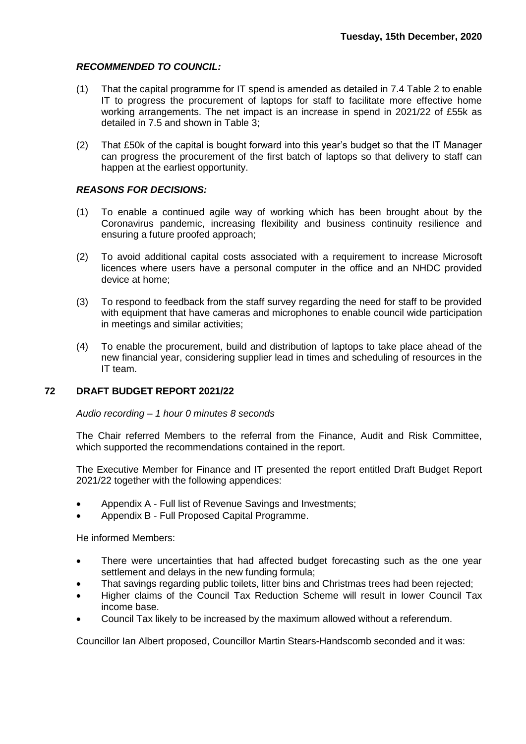***RECOMMENDED TO COUNCIL:***

(1) That the capital programme for IT spend is amended as detailed in 7.4 Table 2 to enable IT to progress the procurement of laptops for staff to facilitate more effective home working arrangements. The net impact is an increase in spend in 2021/22 of £55k as detailed in 7.5 and shown in Table 3;

(2) That £50k of the capital is bought forward into this year's budget so that the IT Manager can progress the procurement of the first batch of laptops so that delivery to staff can happen at the earliest opportunity.

***REASONS FOR DECISIONS:***

(1) To enable a continued agile way of working which has been brought about by the Coronavirus pandemic, increasing flexibility and business continuity resilience and ensuring a future proofed approach;

(2) To avoid additional capital costs associated with a requirement to increase Microsoft licences where users have a personal computer in the office and an NHDC provided device at home;

(3) To respond to feedback from the staff survey regarding the need for staff to be provided with equipment that have cameras and microphones to enable council wide participation in meetings and similar activities;

(4) To enable the procurement, build and distribution of laptops to take place ahead of the new financial year, considering supplier lead in times and scheduling of resources in the IT team.

## 72 DRAFT BUDGET REPORT 2021/22

*Audio recording – 1 hour 0 minutes 8 seconds*

The Chair referred Members to the referral from the Finance, Audit and Risk Committee, which supported the recommendations contained in the report.

The Executive Member for Finance and IT presented the report entitled Draft Budget Report 2021/22 together with the following appendices:

- Appendix A - Full list of Revenue Savings and Investments;
- Appendix B - Full Proposed Capital Programme.

He informed Members:

- There were uncertainties that had affected budget forecasting such as the one year settlement and delays in the new funding formula;
- That savings regarding public toilets, litter bins and Christmas trees had been rejected;
- Higher claims of the Council Tax Reduction Scheme will result in lower Council Tax income base.
- Council Tax likely to be increased by the maximum allowed without a referendum.

Councillor Ian Albert proposed, Councillor Martin Stears-Handscomb seconded and it was: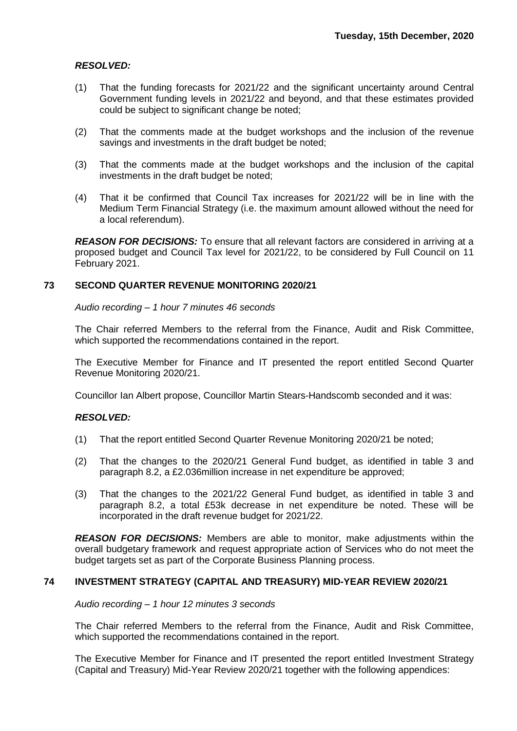***RESOLVED:***

(1) That the funding forecasts for 2021/22 and the significant uncertainty around Central Government funding levels in 2021/22 and beyond, and that these estimates provided could be subject to significant change be noted;

(2) That the comments made at the budget workshops and the inclusion of the revenue savings and investments in the draft budget be noted;

(3) That the comments made at the budget workshops and the inclusion of the capital investments in the draft budget be noted;

(4) That it be confirmed that Council Tax increases for 2021/22 will be in line with the Medium Term Financial Strategy (i.e. the maximum amount allowed without the need for a local referendum).

***REASON FOR DECISIONS:*** To ensure that all relevant factors are considered in arriving at a proposed budget and Council Tax level for 2021/22, to be considered by Full Council on 11 February 2021.

## 73 SECOND QUARTER REVENUE MONITORING 2020/21

*Audio recording – 1 hour 7 minutes 46 seconds*

The Chair referred Members to the referral from the Finance, Audit and Risk Committee, which supported the recommendations contained in the report.

The Executive Member for Finance and IT presented the report entitled Second Quarter Revenue Monitoring 2020/21.

Councillor Ian Albert propose, Councillor Martin Stears-Handscomb seconded and it was:

***RESOLVED:***

(1) That the report entitled Second Quarter Revenue Monitoring 2020/21 be noted;

(2) That the changes to the 2020/21 General Fund budget, as identified in table 3 and paragraph 8.2, a £2.036million increase in net expenditure be approved;

(3) That the changes to the 2021/22 General Fund budget, as identified in table 3 and paragraph 8.2, a total £53k decrease in net expenditure be noted. These will be incorporated in the draft revenue budget for 2021/22.

***REASON FOR DECISIONS:*** Members are able to monitor, make adjustments within the overall budgetary framework and request appropriate action of Services who do not meet the budget targets set as part of the Corporate Business Planning process.

## 74 INVESTMENT STRATEGY (CAPITAL AND TREASURY) MID-YEAR REVIEW 2020/21

*Audio recording – 1 hour 12 minutes 3 seconds*

The Chair referred Members to the referral from the Finance, Audit and Risk Committee, which supported the recommendations contained in the report.

The Executive Member for Finance and IT presented the report entitled Investment Strategy (Capital and Treasury) Mid-Year Review 2020/21 together with the following appendices: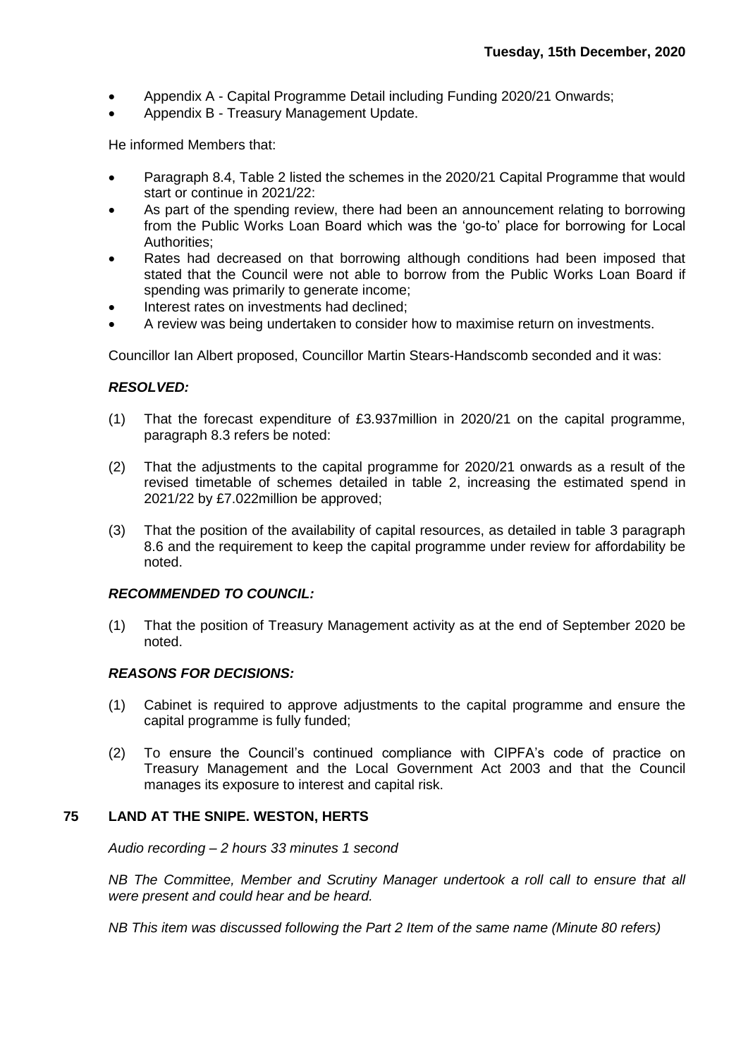- Appendix A - Capital Programme Detail including Funding 2020/21 Onwards;
- Appendix B - Treasury Management Update.

He informed Members that:

- Paragraph 8.4, Table 2 listed the schemes in the 2020/21 Capital Programme that would start or continue in 2021/22:
- As part of the spending review, there had been an announcement relating to borrowing from the Public Works Loan Board which was the 'go-to' place for borrowing for Local Authorities;
- Rates had decreased on that borrowing although conditions had been imposed that stated that the Council were not able to borrow from the Public Works Loan Board if spending was primarily to generate income;
- Interest rates on investments had declined;
- A review was being undertaken to consider how to maximise return on investments.

Councillor Ian Albert proposed, Councillor Martin Stears-Handscomb seconded and it was:

***RESOLVED:***

(1) That the forecast expenditure of £3.937million in 2020/21 on the capital programme, paragraph 8.3 refers be noted:

(2) That the adjustments to the capital programme for 2020/21 onwards as a result of the revised timetable of schemes detailed in table 2, increasing the estimated spend in 2021/22 by £7.022million be approved;

(3) That the position of the availability of capital resources, as detailed in table 3 paragraph 8.6 and the requirement to keep the capital programme under review for affordability be noted.

***RECOMMENDED TO COUNCIL:***

(1) That the position of Treasury Management activity as at the end of September 2020 be noted.

***REASONS FOR DECISIONS:***

(1) Cabinet is required to approve adjustments to the capital programme and ensure the capital programme is fully funded;

(2) To ensure the Council's continued compliance with CIPFA's code of practice on Treasury Management and the Local Government Act 2003 and that the Council manages its exposure to interest and capital risk.

## 75 LAND AT THE SNIPE. WESTON, HERTS

*Audio recording – 2 hours 33 minutes 1 second*

*NB The Committee, Member and Scrutiny Manager undertook a roll call to ensure that all were present and could hear and be heard.*

*NB This item was discussed following the Part 2 Item of the same name (Minute 80 refers)*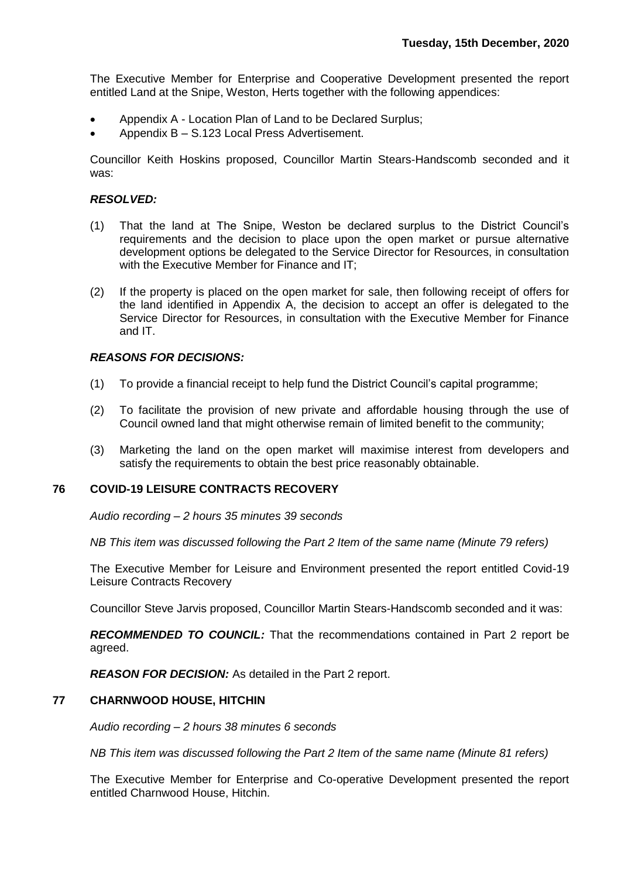The Executive Member for Enterprise and Cooperative Development presented the report entitled Land at the Snipe, Weston, Herts together with the following appendices:

- Appendix A - Location Plan of Land to be Declared Surplus;
- Appendix B – S.123 Local Press Advertisement.

Councillor Keith Hoskins proposed, Councillor Martin Stears-Handscomb seconded and it was:

***RESOLVED:***

(1) That the land at The Snipe, Weston be declared surplus to the District Council's requirements and the decision to place upon the open market or pursue alternative development options be delegated to the Service Director for Resources, in consultation with the Executive Member for Finance and IT;

(2) If the property is placed on the open market for sale, then following receipt of offers for the land identified in Appendix A, the decision to accept an offer is delegated to the Service Director for Resources, in consultation with the Executive Member for Finance and IT.

***REASONS FOR DECISIONS:***

(1) To provide a financial receipt to help fund the District Council's capital programme;

(2) To facilitate the provision of new private and affordable housing through the use of Council owned land that might otherwise remain of limited benefit to the community;

(3) Marketing the land on the open market will maximise interest from developers and satisfy the requirements to obtain the best price reasonably obtainable.

## 76 COVID-19 LEISURE CONTRACTS RECOVERY

*Audio recording – 2 hours 35 minutes 39 seconds*

*NB This item was discussed following the Part 2 Item of the same name (Minute 79 refers)*

The Executive Member for Leisure and Environment presented the report entitled Covid-19 Leisure Contracts Recovery

Councillor Steve Jarvis proposed, Councillor Martin Stears-Handscomb seconded and it was:

***RECOMMENDED TO COUNCIL:*** That the recommendations contained in Part 2 report be agreed.

***REASON FOR DECISION:*** As detailed in the Part 2 report.

## 77 CHARNWOOD HOUSE, HITCHIN

*Audio recording – 2 hours 38 minutes 6 seconds*

*NB This item was discussed following the Part 2 Item of the same name (Minute 81 refers)*

The Executive Member for Enterprise and Co-operative Development presented the report entitled Charnwood House, Hitchin.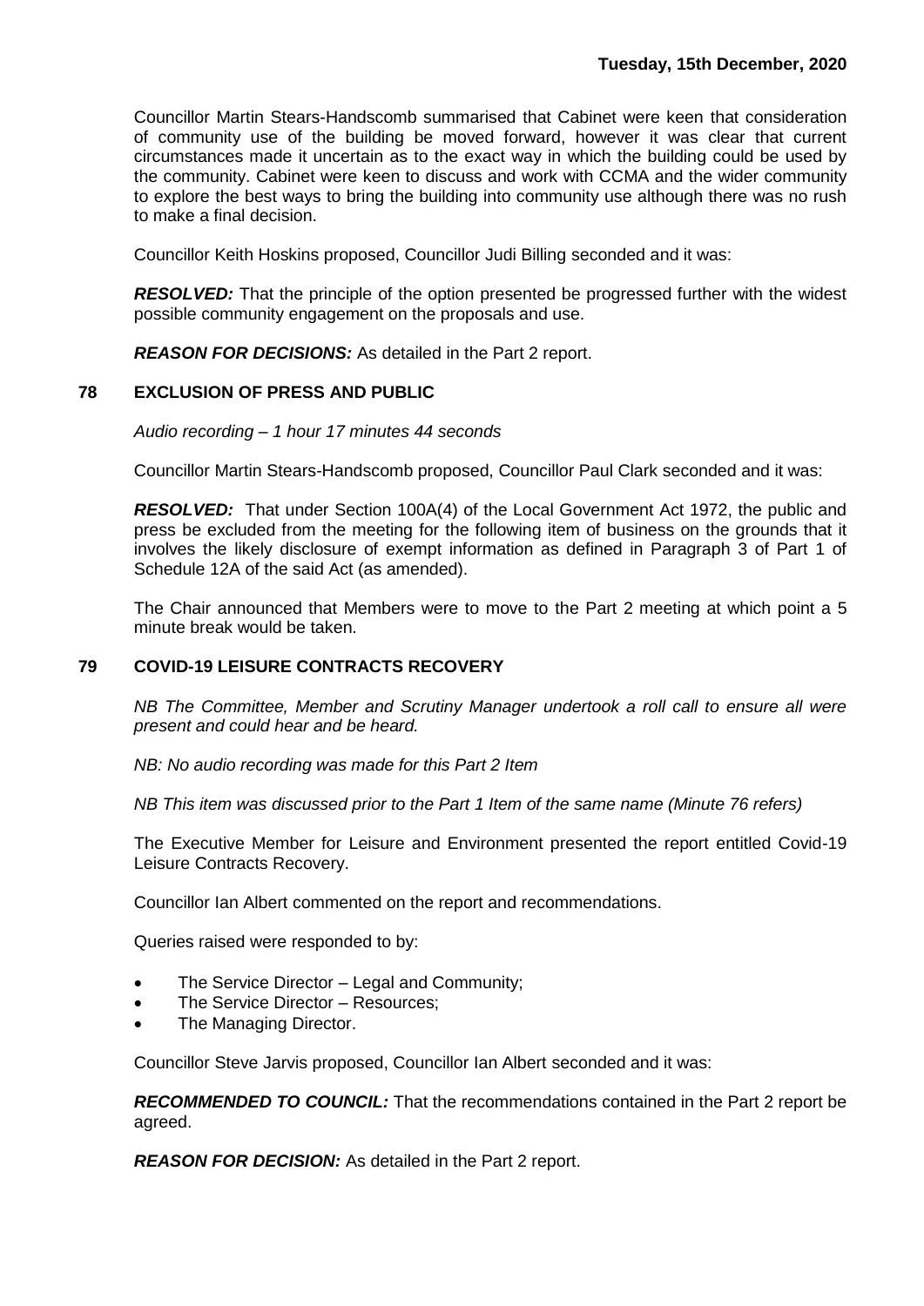Councillor Martin Stears-Handscomb summarised that Cabinet were keen that consideration of community use of the building be moved forward, however it was clear that current circumstances made it uncertain as to the exact way in which the building could be used by the community. Cabinet were keen to discuss and work with CCMA and the wider community to explore the best ways to bring the building into community use although there was no rush to make a final decision.

Councillor Keith Hoskins proposed, Councillor Judi Billing seconded and it was:

***RESOLVED:*** That the principle of the option presented be progressed further with the widest possible community engagement on the proposals and use.

***REASON FOR DECISIONS:*** As detailed in the Part 2 report.

## 78 EXCLUSION OF PRESS AND PUBLIC

*Audio recording – 1 hour 17 minutes 44 seconds*

Councillor Martin Stears-Handscomb proposed, Councillor Paul Clark seconded and it was:

***RESOLVED:*** That under Section 100A(4) of the Local Government Act 1972, the public and press be excluded from the meeting for the following item of business on the grounds that it involves the likely disclosure of exempt information as defined in Paragraph 3 of Part 1 of Schedule 12A of the said Act (as amended).

The Chair announced that Members were to move to the Part 2 meeting at which point a 5 minute break would be taken.

## 79 COVID-19 LEISURE CONTRACTS RECOVERY

*NB The Committee, Member and Scrutiny Manager undertook a roll call to ensure all were present and could hear and be heard.*

*NB: No audio recording was made for this Part 2 Item*

*NB This item was discussed prior to the Part 1 Item of the same name (Minute 76 refers)*

The Executive Member for Leisure and Environment presented the report entitled Covid-19 Leisure Contracts Recovery.

Councillor Ian Albert commented on the report and recommendations.

Queries raised were responded to by:

- The Service Director – Legal and Community;
- The Service Director – Resources;
- The Managing Director.

Councillor Steve Jarvis proposed, Councillor Ian Albert seconded and it was:

***RECOMMENDED TO COUNCIL:*** That the recommendations contained in the Part 2 report be agreed.

***REASON FOR DECISION:*** As detailed in the Part 2 report.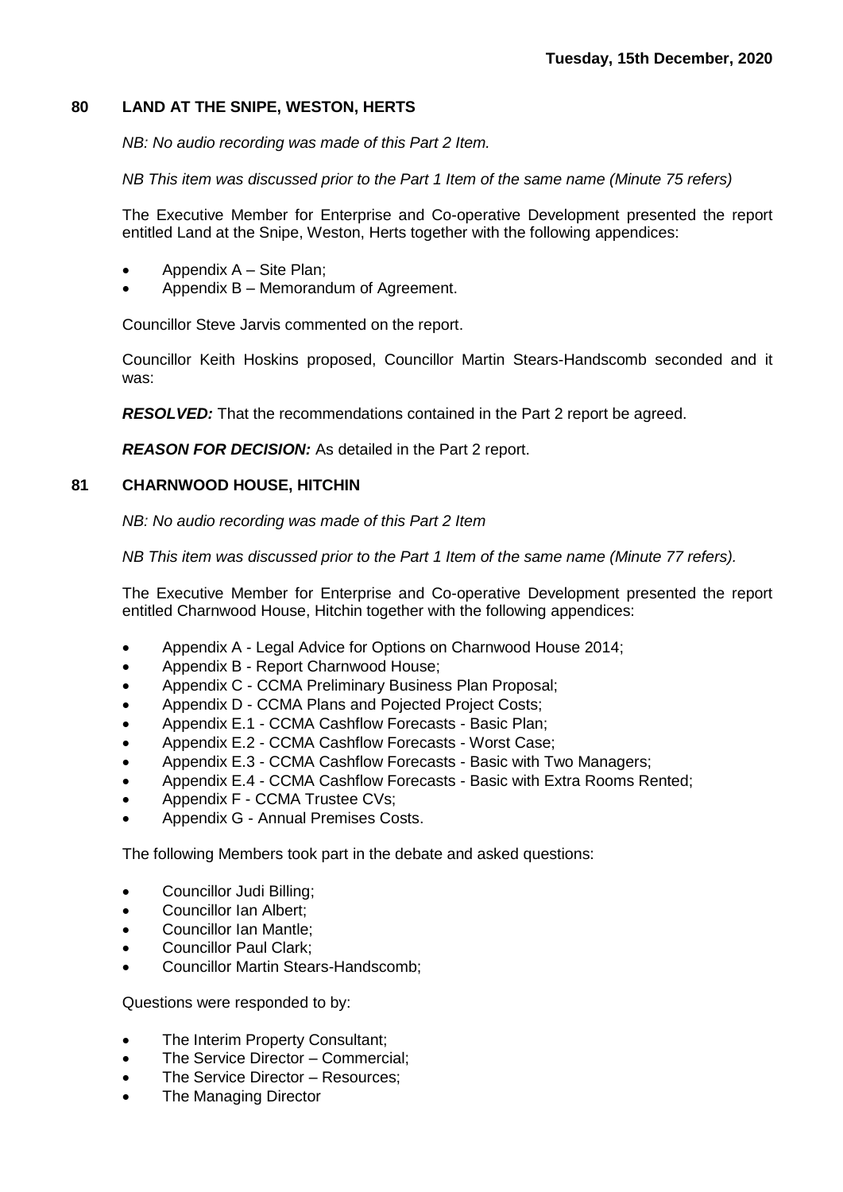## 80 LAND AT THE SNIPE, WESTON, HERTS

*NB: No audio recording was made of this Part 2 Item.*

*NB This item was discussed prior to the Part 1 Item of the same name (Minute 75 refers)*

The Executive Member for Enterprise and Co-operative Development presented the report entitled Land at the Snipe, Weston, Herts together with the following appendices:

- Appendix A – Site Plan;
- Appendix B – Memorandum of Agreement.

Councillor Steve Jarvis commented on the report.

Councillor Keith Hoskins proposed, Councillor Martin Stears-Handscomb seconded and it was:

***RESOLVED:*** That the recommendations contained in the Part 2 report be agreed.

***REASON FOR DECISION:*** As detailed in the Part 2 report.

## 81 CHARNWOOD HOUSE, HITCHIN

*NB: No audio recording was made of this Part 2 Item*

*NB This item was discussed prior to the Part 1 Item of the same name (Minute 77 refers).*

The Executive Member for Enterprise and Co-operative Development presented the report entitled Charnwood House, Hitchin together with the following appendices:

- Appendix A - Legal Advice for Options on Charnwood House 2014;
- Appendix B - Report Charnwood House;
- Appendix C - CCMA Preliminary Business Plan Proposal;
- Appendix D - CCMA Plans and Pojected Project Costs;
- Appendix E.1 - CCMA Cashflow Forecasts - Basic Plan;
- Appendix E.2 - CCMA Cashflow Forecasts - Worst Case;
- Appendix E.3 - CCMA Cashflow Forecasts - Basic with Two Managers;
- Appendix E.4 - CCMA Cashflow Forecasts - Basic with Extra Rooms Rented;
- Appendix F - CCMA Trustee CVs;
- Appendix G - Annual Premises Costs.

The following Members took part in the debate and asked questions:

- Councillor Judi Billing;
- Councillor Ian Albert;
- Councillor Ian Mantle;
- Councillor Paul Clark;
- Councillor Martin Stears-Handscomb;

Questions were responded to by:

- The Interim Property Consultant;
- The Service Director – Commercial;
- The Service Director – Resources;
- The Managing Director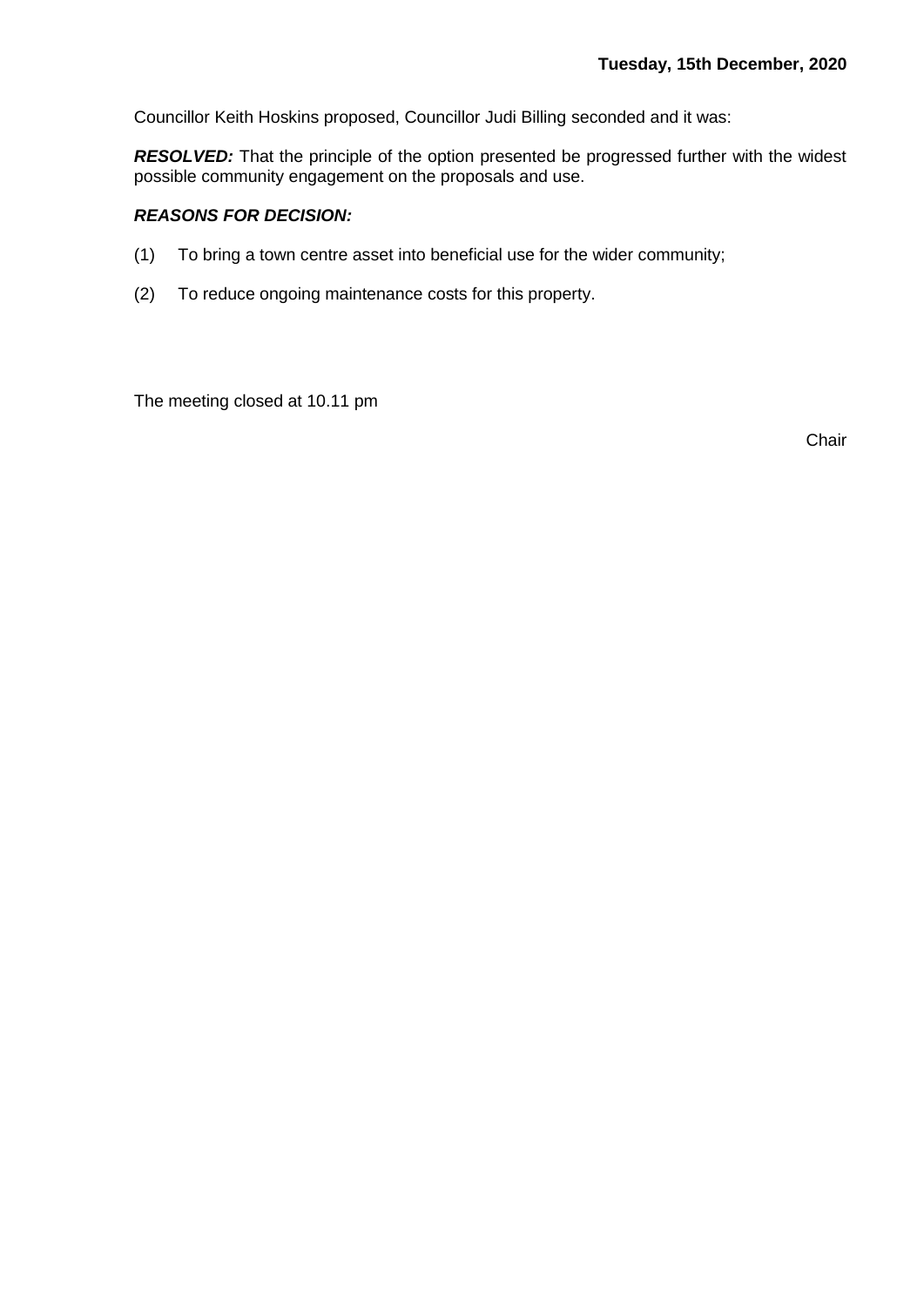Councillor Keith Hoskins proposed, Councillor Judi Billing seconded and it was:

***RESOLVED:*** That the principle of the option presented be progressed further with the widest possible community engagement on the proposals and use.

***REASONS FOR DECISION:***

(1) To bring a town centre asset into beneficial use for the wider community;

(2) To reduce ongoing maintenance costs for this property.

The meeting closed at 10.11 pm

Chair